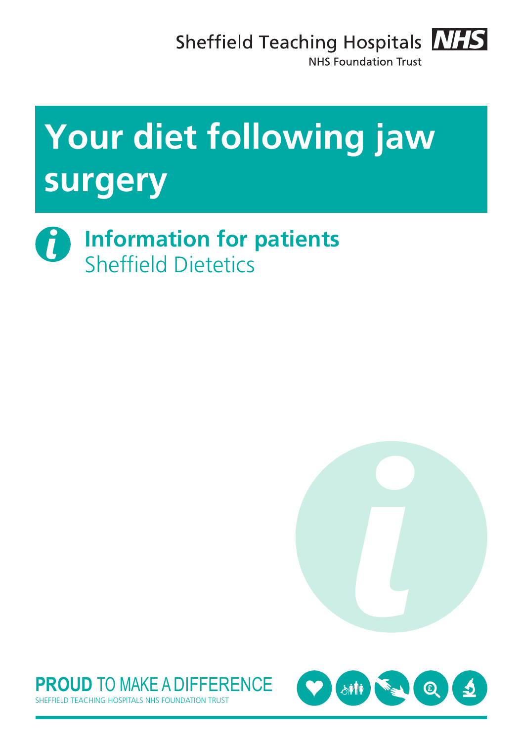Sheffield Teaching Hospitals NHS Foundation Trust

# Your diet following jaw surgery

## Information for patients
Sheffield Dietetics

**PROUD** TO MAKE A DIFFERENCE
SHEFFIELD TEACHING HOSPITALS NHS FOUNDATION TRUST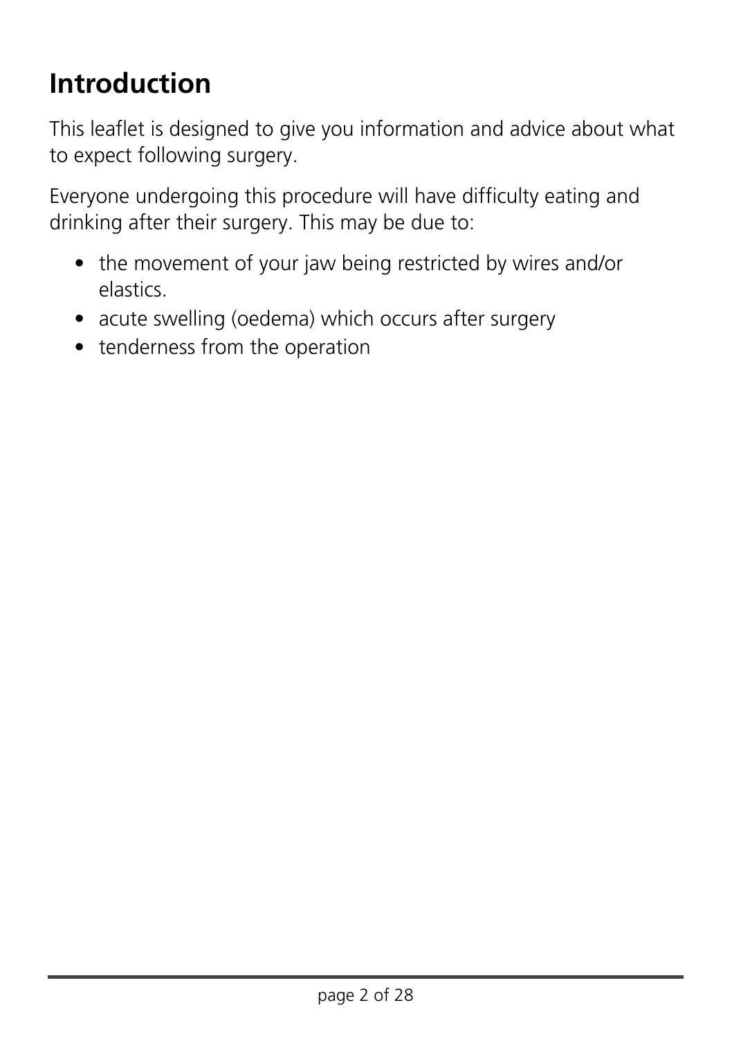# Introduction

This leaflet is designed to give you information and advice about what to expect following surgery.

Everyone undergoing this procedure will have difficulty eating and drinking after their surgery. This may be due to:

- the movement of your jaw being restricted by wires and/or elastics.
- acute swelling (oedema) which occurs after surgery
- tenderness from the operation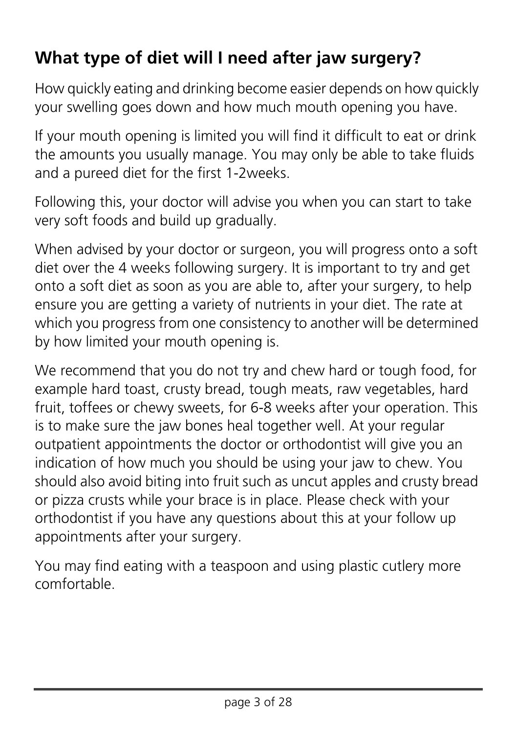## What type of diet will I need after jaw surgery?

How quickly eating and drinking become easier depends on how quickly your swelling goes down and how much mouth opening you have.

If your mouth opening is limited you will find it difficult to eat or drink the amounts you usually manage. You may only be able to take fluids and a pureed diet for the first 1-2weeks.

Following this, your doctor will advise you when you can start to take very soft foods and build up gradually.

When advised by your doctor or surgeon, you will progress onto a soft diet over the 4 weeks following surgery. It is important to try and get onto a soft diet as soon as you are able to, after your surgery, to help ensure you are getting a variety of nutrients in your diet. The rate at which you progress from one consistency to another will be determined by how limited your mouth opening is.

We recommend that you do not try and chew hard or tough food, for example hard toast, crusty bread, tough meats, raw vegetables, hard fruit, toffees or chewy sweets, for 6-8 weeks after your operation. This is to make sure the jaw bones heal together well. At your regular outpatient appointments the doctor or orthodontist will give you an indication of how much you should be using your jaw to chew. You should also avoid biting into fruit such as uncut apples and crusty bread or pizza crusts while your brace is in place. Please check with your orthodontist if you have any questions about this at your follow up appointments after your surgery.

You may find eating with a teaspoon and using plastic cutlery more comfortable.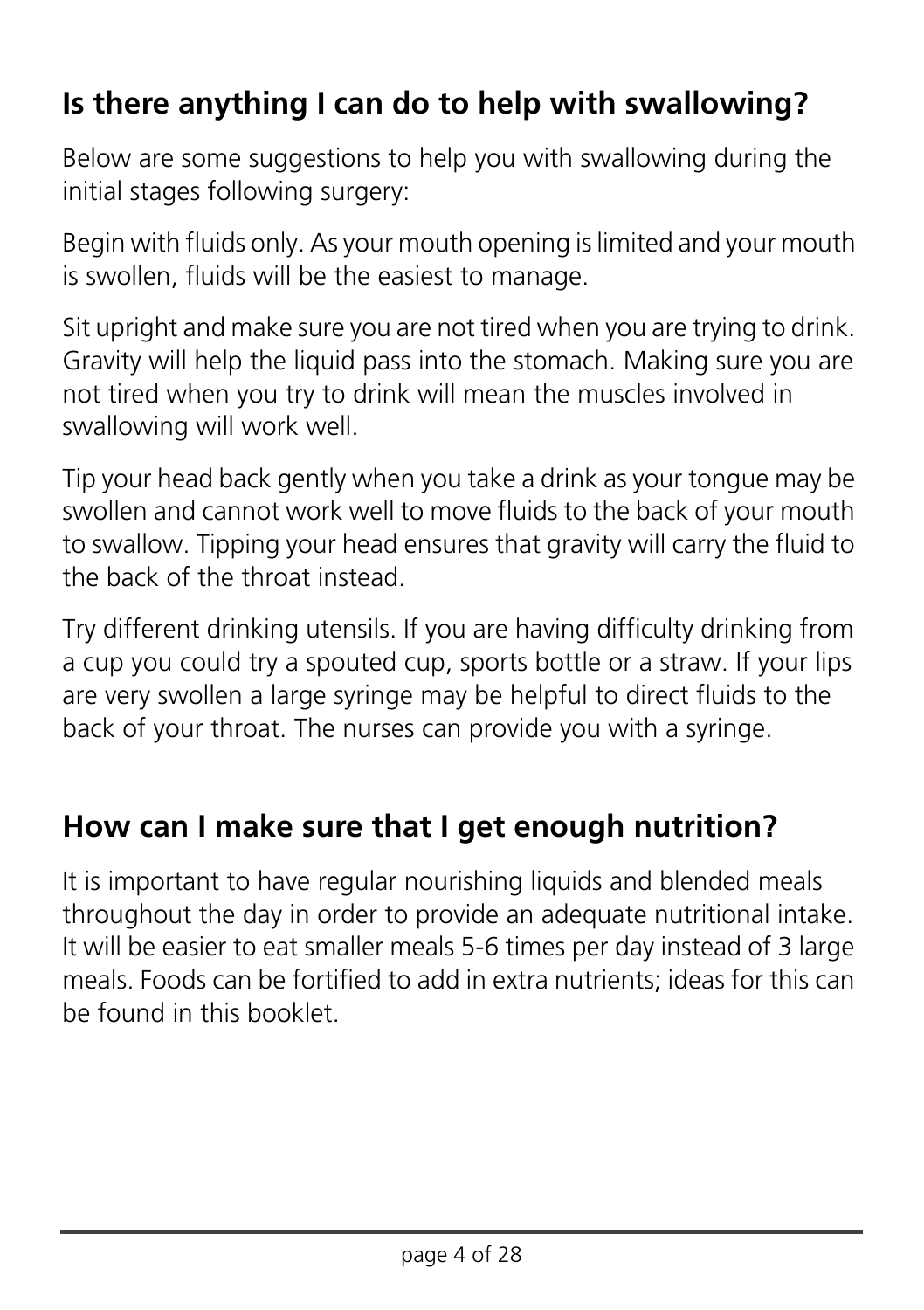## Is there anything I can do to help with swallowing?

Below are some suggestions to help you with swallowing during the initial stages following surgery:

Begin with fluids only. As your mouth opening is limited and your mouth is swollen, fluids will be the easiest to manage.

Sit upright and make sure you are not tired when you are trying to drink. Gravity will help the liquid pass into the stomach. Making sure you are not tired when you try to drink will mean the muscles involved in swallowing will work well.

Tip your head back gently when you take a drink as your tongue may be swollen and cannot work well to move fluids to the back of your mouth to swallow. Tipping your head ensures that gravity will carry the fluid to the back of the throat instead.

Try different drinking utensils. If you are having difficulty drinking from a cup you could try a spouted cup, sports bottle or a straw. If your lips are very swollen a large syringe may be helpful to direct fluids to the back of your throat. The nurses can provide you with a syringe.

## How can I make sure that I get enough nutrition?

It is important to have regular nourishing liquids and blended meals throughout the day in order to provide an adequate nutritional intake. It will be easier to eat smaller meals 5-6 times per day instead of 3 large meals. Foods can be fortified to add in extra nutrients; ideas for this can be found in this booklet.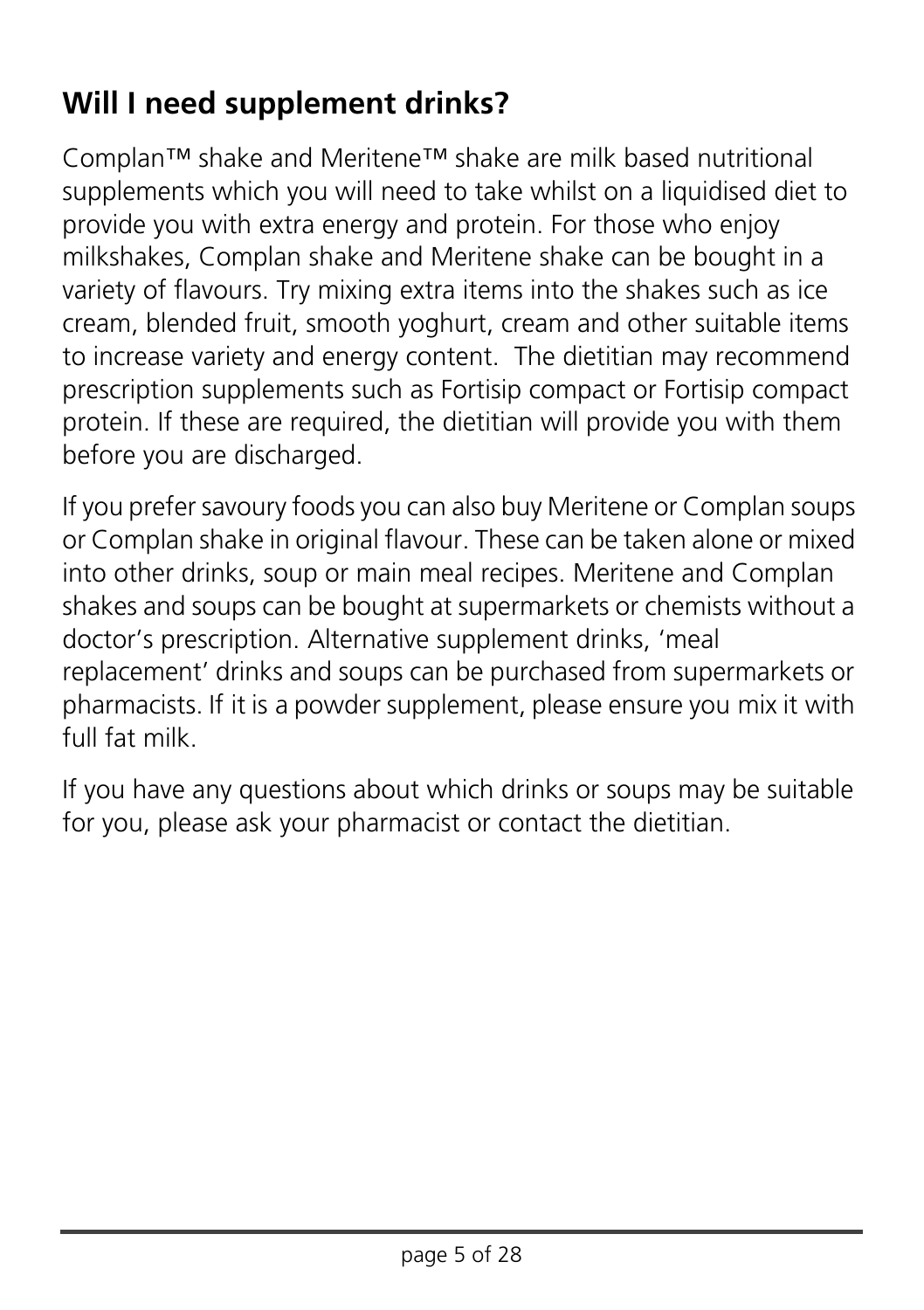## Will I need supplement drinks?

Complan™ shake and Meritene™ shake are milk based nutritional supplements which you will need to take whilst on a liquidised diet to provide you with extra energy and protein. For those who enjoy milkshakes, Complan shake and Meritene shake can be bought in a variety of flavours. Try mixing extra items into the shakes such as ice cream, blended fruit, smooth yoghurt, cream and other suitable items to increase variety and energy content. The dietitian may recommend prescription supplements such as Fortisip compact or Fortisip compact protein. If these are required, the dietitian will provide you with them before you are discharged.

If you prefer savoury foods you can also buy Meritene or Complan soups or Complan shake in original flavour. These can be taken alone or mixed into other drinks, soup or main meal recipes. Meritene and Complan shakes and soups can be bought at supermarkets or chemists without a doctor's prescription. Alternative supplement drinks, 'meal replacement' drinks and soups can be purchased from supermarkets or pharmacists. If it is a powder supplement, please ensure you mix it with full fat milk.

If you have any questions about which drinks or soups may be suitable for you, please ask your pharmacist or contact the dietitian.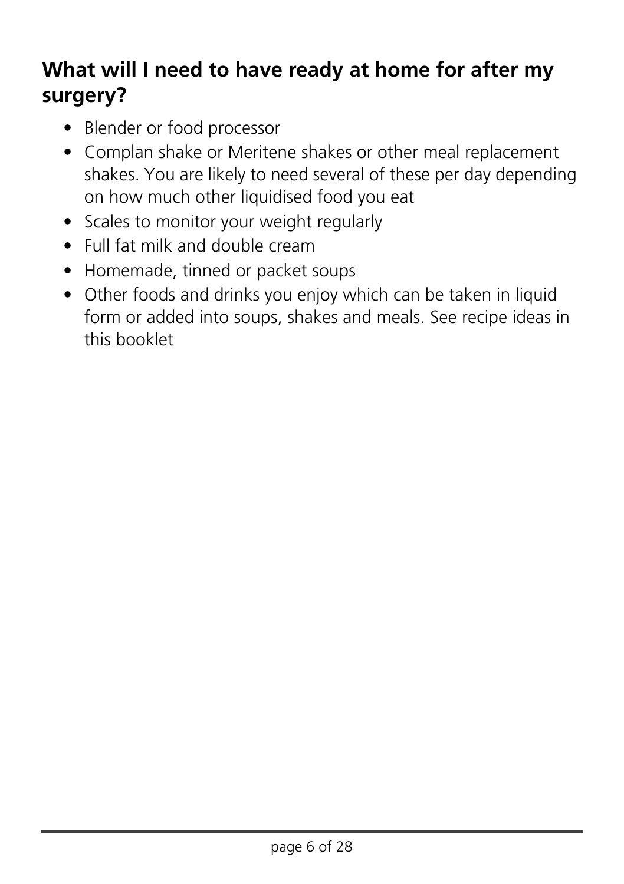## What will I need to have ready at home for after my surgery?

- Blender or food processor
- Complan shake or Meritene shakes or other meal replacement shakes. You are likely to need several of these per day depending on how much other liquidised food you eat
- Scales to monitor your weight regularly
- Full fat milk and double cream
- Homemade, tinned or packet soups
- Other foods and drinks you enjoy which can be taken in liquid form or added into soups, shakes and meals. See recipe ideas in this booklet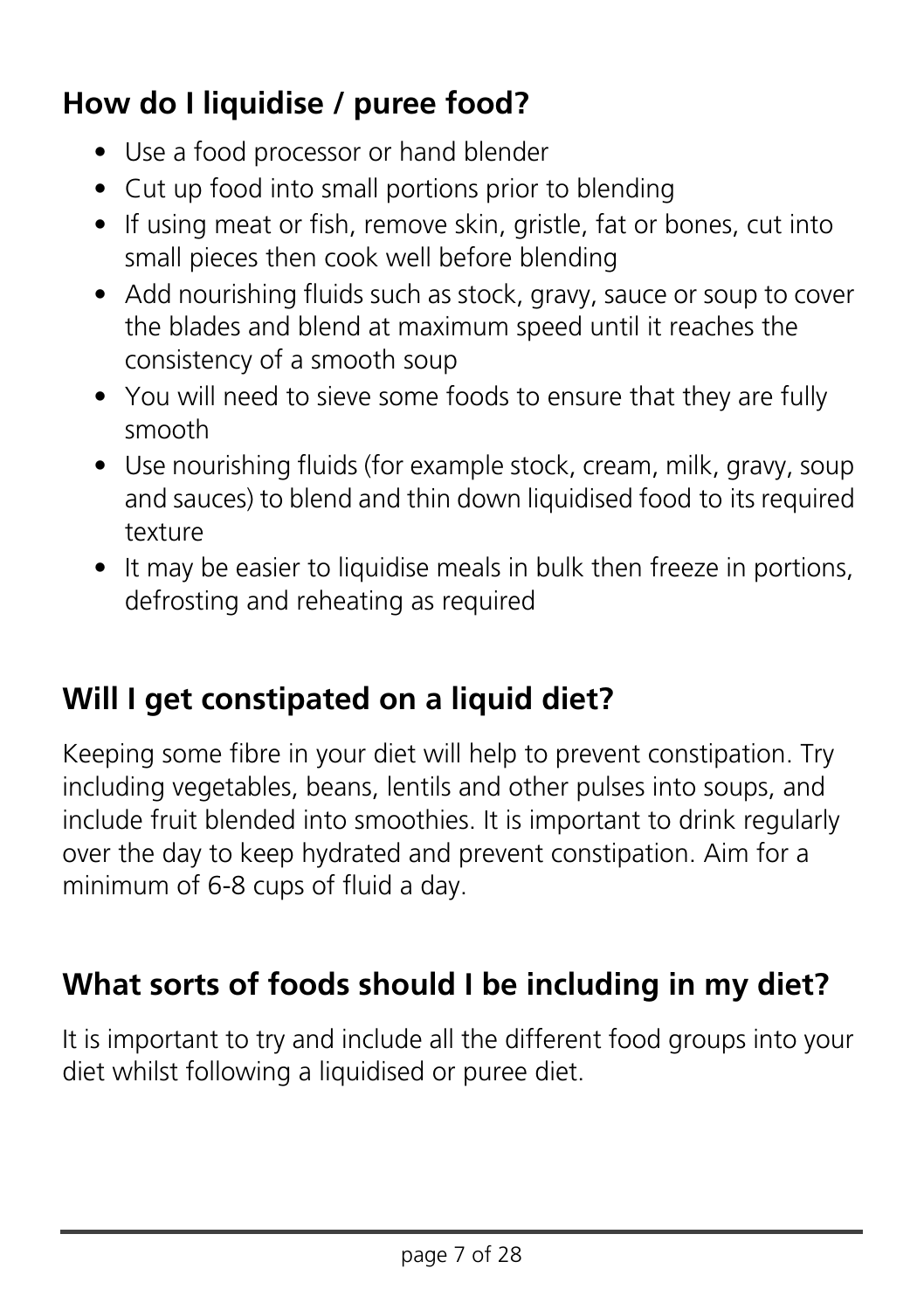## How do I liquidise / puree food?

- Use a food processor or hand blender
- Cut up food into small portions prior to blending
- If using meat or fish, remove skin, gristle, fat or bones, cut into small pieces then cook well before blending
- Add nourishing fluids such as stock, gravy, sauce or soup to cover the blades and blend at maximum speed until it reaches the consistency of a smooth soup
- You will need to sieve some foods to ensure that they are fully smooth
- Use nourishing fluids (for example stock, cream, milk, gravy, soup and sauces) to blend and thin down liquidised food to its required texture
- It may be easier to liquidise meals in bulk then freeze in portions, defrosting and reheating as required

## Will I get constipated on a liquid diet?

Keeping some fibre in your diet will help to prevent constipation. Try including vegetables, beans, lentils and other pulses into soups, and include fruit blended into smoothies. It is important to drink regularly over the day to keep hydrated and prevent constipation. Aim for a minimum of 6-8 cups of fluid a day.

## What sorts of foods should I be including in my diet?

It is important to try and include all the different food groups into your diet whilst following a liquidised or puree diet.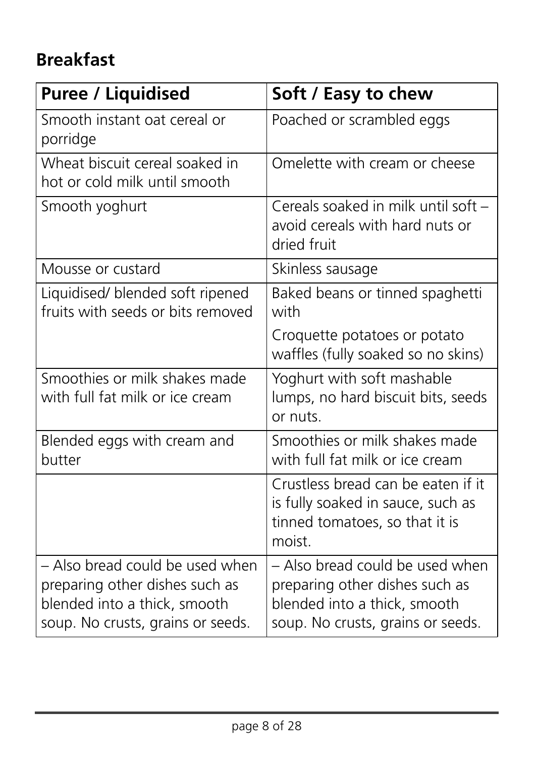## Breakfast

| Puree / Liquidised | Soft / Easy to chew |
|---|---|
| Smooth instant oat cereal or porridge | Poached or scrambled eggs |
| Wheat biscuit cereal soaked in hot or cold milk until smooth | Omelette with cream or cheese |
| Smooth yoghurt | Cereals soaked in milk until soft – avoid cereals with hard nuts or dried fruit |
| Mousse or custard | Skinless sausage |
| Liquidised/ blended soft ripened fruits with seeds or bits removed | Baked beans or tinned spaghetti with<br><br>Croquette potatoes or potato waffles (fully soaked so no skins) |
| Smoothies or milk shakes made with full fat milk or ice cream | Yoghurt with soft mashable lumps, no hard biscuit bits, seeds or nuts. |
| Blended eggs with cream and butter | Smoothies or milk shakes made with full fat milk or ice cream |
| | Crustless bread can be eaten if it is fully soaked in sauce, such as tinned tomatoes, so that it is moist. |
| – Also bread could be used when preparing other dishes such as blended into a thick, smooth soup. No crusts, grains or seeds. | – Also bread could be used when preparing other dishes such as blended into a thick, smooth soup. No crusts, grains or seeds. |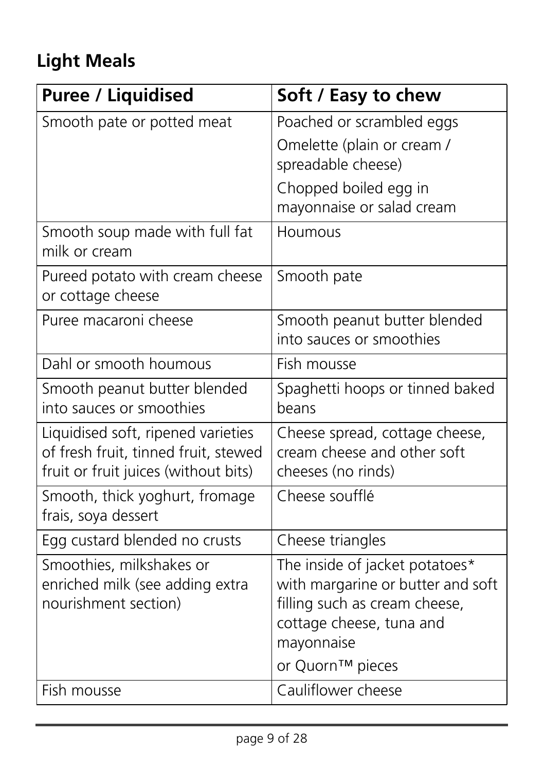## Light Meals

| Puree / Liquidised | Soft / Easy to chew |
|---|---|
| Smooth pate or potted meat | Poached or scrambled eggs<br>Omelette (plain or cream / spreadable cheese)<br>Chopped boiled egg in mayonnaise or salad cream |
| Smooth soup made with full fat milk or cream | Houmous |
| Pureed potato with cream cheese or cottage cheese | Smooth pate |
| Puree macaroni cheese | Smooth peanut butter blended into sauces or smoothies |
| Dahl or smooth houmous | Fish mousse |
| Smooth peanut butter blended into sauces or smoothies | Spaghetti hoops or tinned baked beans |
| Liquidised soft, ripened varieties of fresh fruit, tinned fruit, stewed fruit or fruit juices (without bits) | Cheese spread, cottage cheese, cream cheese and other soft cheeses (no rinds) |
| Smooth, thick yoghurt, fromage frais, soya dessert | Cheese soufflé |
| Egg custard blended no crusts | Cheese triangles |
| Smoothies, milkshakes or enriched milk (see adding extra nourishment section) | The inside of jacket potatoes* with margarine or butter and soft filling such as cream cheese, cottage cheese, tuna and mayonnaise<br>or Quorn™ pieces |
| Fish mousse | Cauliflower cheese |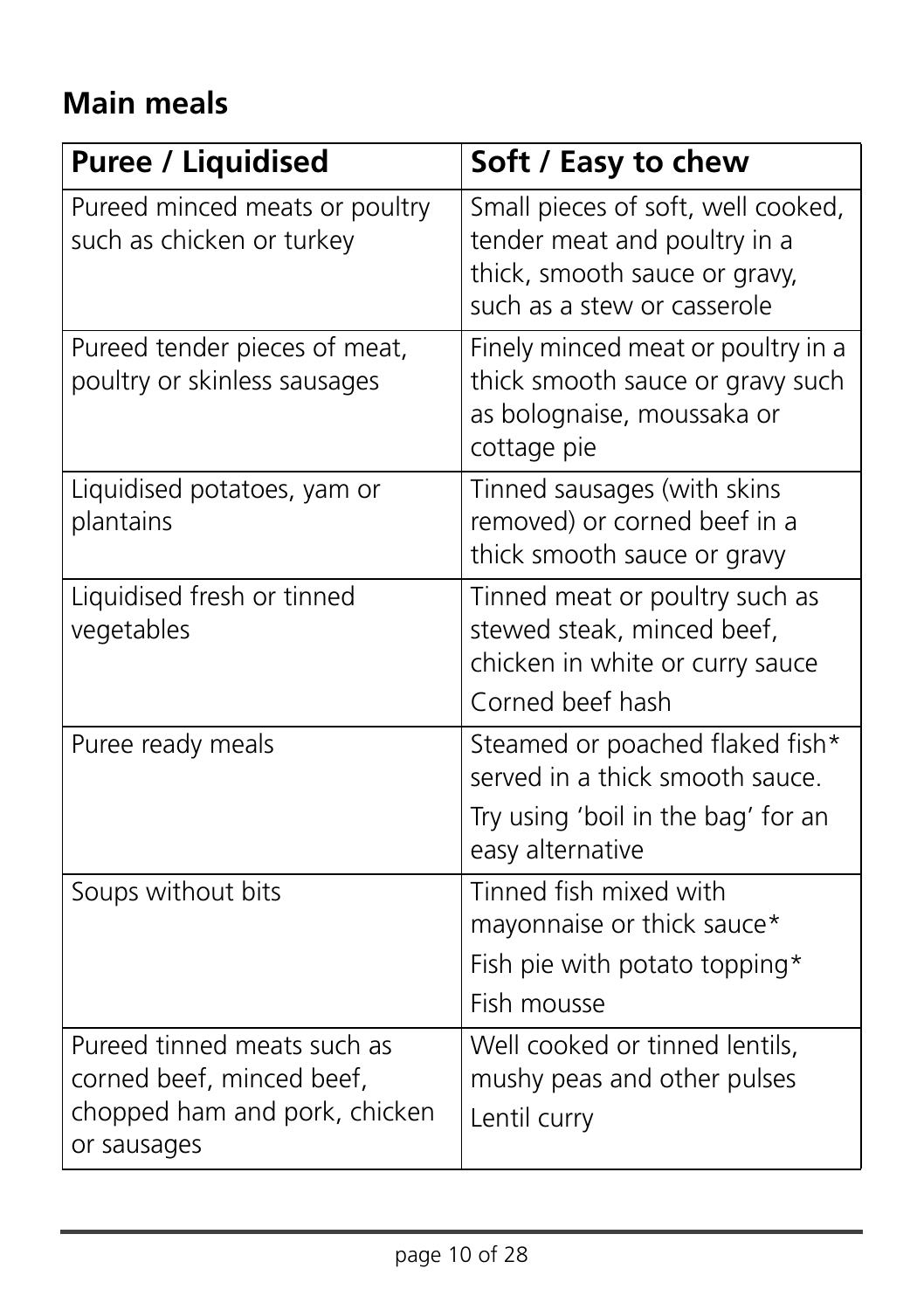## Main meals

| Puree / Liquidised | Soft / Easy to chew |
|---|---|
| Pureed minced meats or poultry such as chicken or turkey | Small pieces of soft, well cooked, tender meat and poultry in a thick, smooth sauce or gravy, such as a stew or casserole |
| Pureed tender pieces of meat, poultry or skinless sausages | Finely minced meat or poultry in a thick smooth sauce or gravy such as bolognaise, moussaka or cottage pie |
| Liquidised potatoes, yam or plantains | Tinned sausages (with skins removed) or corned beef in a thick smooth sauce or gravy |
| Liquidised fresh or tinned vegetables | Tinned meat or poultry such as stewed steak, minced beef, chicken in white or curry sauce<br>Corned beef hash |
| Puree ready meals | Steamed or poached flaked fish* served in a thick smooth sauce.<br>Try using 'boil in the bag' for an easy alternative |
| Soups without bits | Tinned fish mixed with mayonnaise or thick sauce*<br>Fish pie with potato topping*<br>Fish mousse |
| Pureed tinned meats such as corned beef, minced beef, chopped ham and pork, chicken or sausages | Well cooked or tinned lentils, mushy peas and other pulses<br>Lentil curry |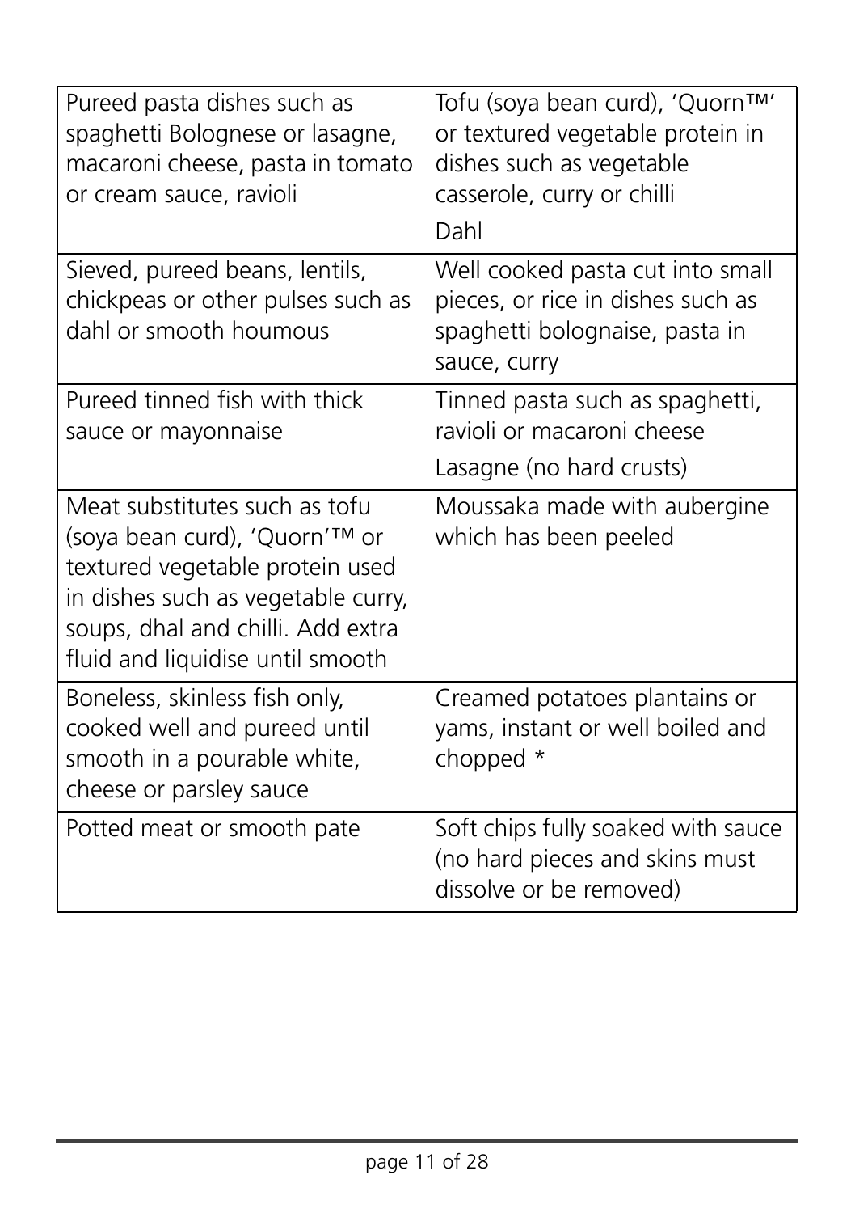| | |
|---|---|
| Pureed pasta dishes such as spaghetti Bolognese or lasagne, macaroni cheese, pasta in tomato or cream sauce, ravioli | Tofu (soya bean curd), 'Quorn™' or textured vegetable protein in dishes such as vegetable casserole, curry or chilli<br>Dahl |
| Sieved, pureed beans, lentils, chickpeas or other pulses such as dahl or smooth houmous | Well cooked pasta cut into small pieces, or rice in dishes such as spaghetti bolognaise, pasta in sauce, curry |
| Pureed tinned fish with thick sauce or mayonnaise | Tinned pasta such as spaghetti, ravioli or macaroni cheese<br>Lasagne (no hard crusts) |
| Meat substitutes such as tofu (soya bean curd), 'Quorn'™ or textured vegetable protein used in dishes such as vegetable curry, soups, dhal and chilli. Add extra fluid and liquidise until smooth | Moussaka made with aubergine which has been peeled |
| Boneless, skinless fish only, cooked well and pureed until smooth in a pourable white, cheese or parsley sauce | Creamed potatoes plantains or yams, instant or well boiled and chopped * |
| Potted meat or smooth pate | Soft chips fully soaked with sauce (no hard pieces and skins must dissolve or be removed) |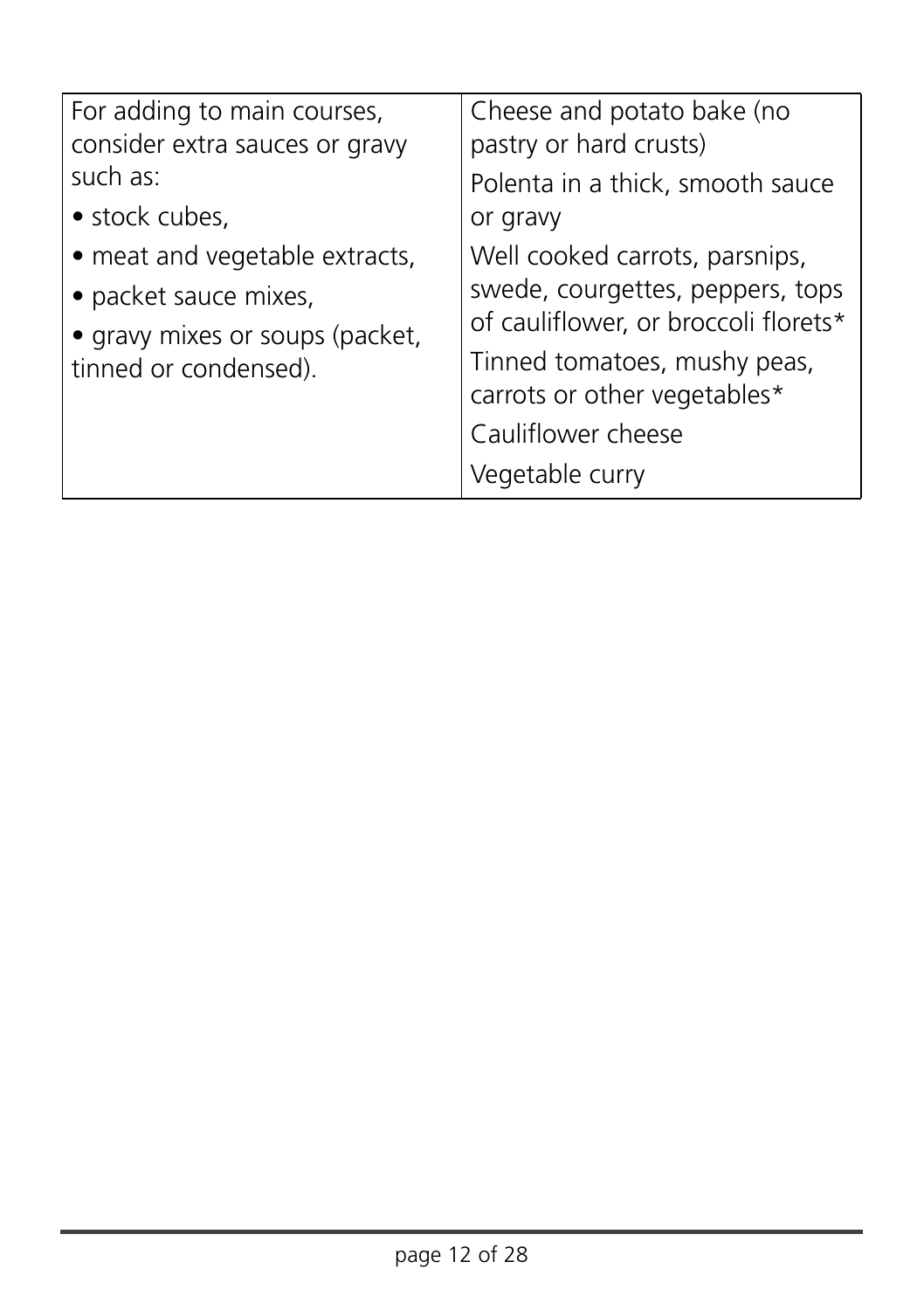| For adding to main courses, consider extra sauces or gravy such as:<br>• stock cubes,<br>• meat and vegetable extracts,<br>• packet sauce mixes,<br>• gravy mixes or soups (packet, tinned or condensed). | Cheese and potato bake (no pastry or hard crusts)<br>Polenta in a thick, smooth sauce or gravy<br>Well cooked carrots, parsnips, swede, courgettes, peppers, tops of cauliflower, or broccoli florets*<br>Tinned tomatoes, mushy peas, carrots or other vegetables*<br>Cauliflower cheese<br>Vegetable curry |
|---|---|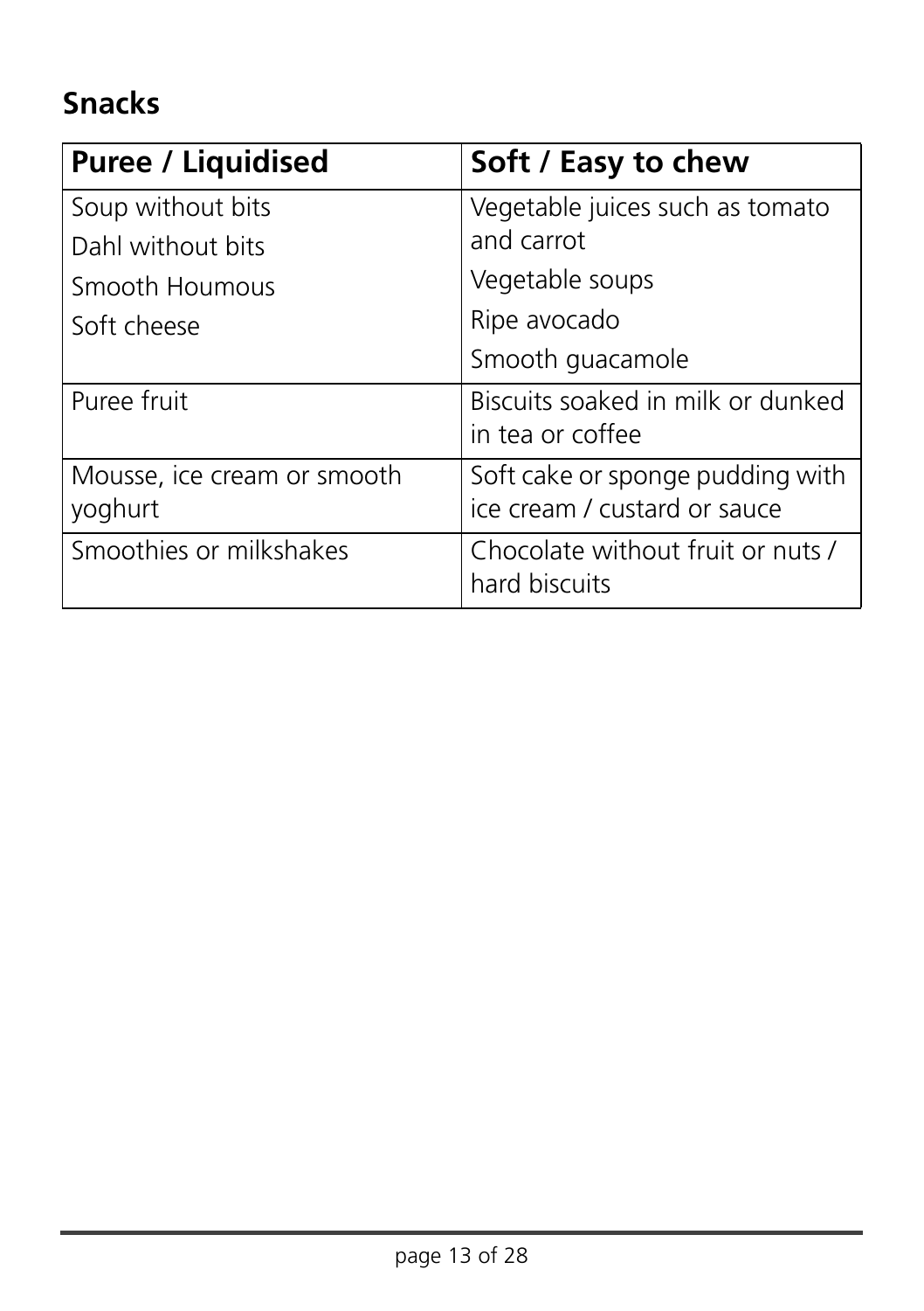## Snacks

| Puree / Liquidised | Soft / Easy to chew |
|---|---|
| Soup without bits<br>Dahl without bits<br>Smooth Houmous<br>Soft cheese | Vegetable juices such as tomato and carrot<br>Vegetable soups<br>Ripe avocado<br>Smooth guacamole |
| Puree fruit | Biscuits soaked in milk or dunked in tea or coffee |
| Mousse, ice cream or smooth yoghurt | Soft cake or sponge pudding with ice cream / custard or sauce |
| Smoothies or milkshakes | Chocolate without fruit or nuts / hard biscuits |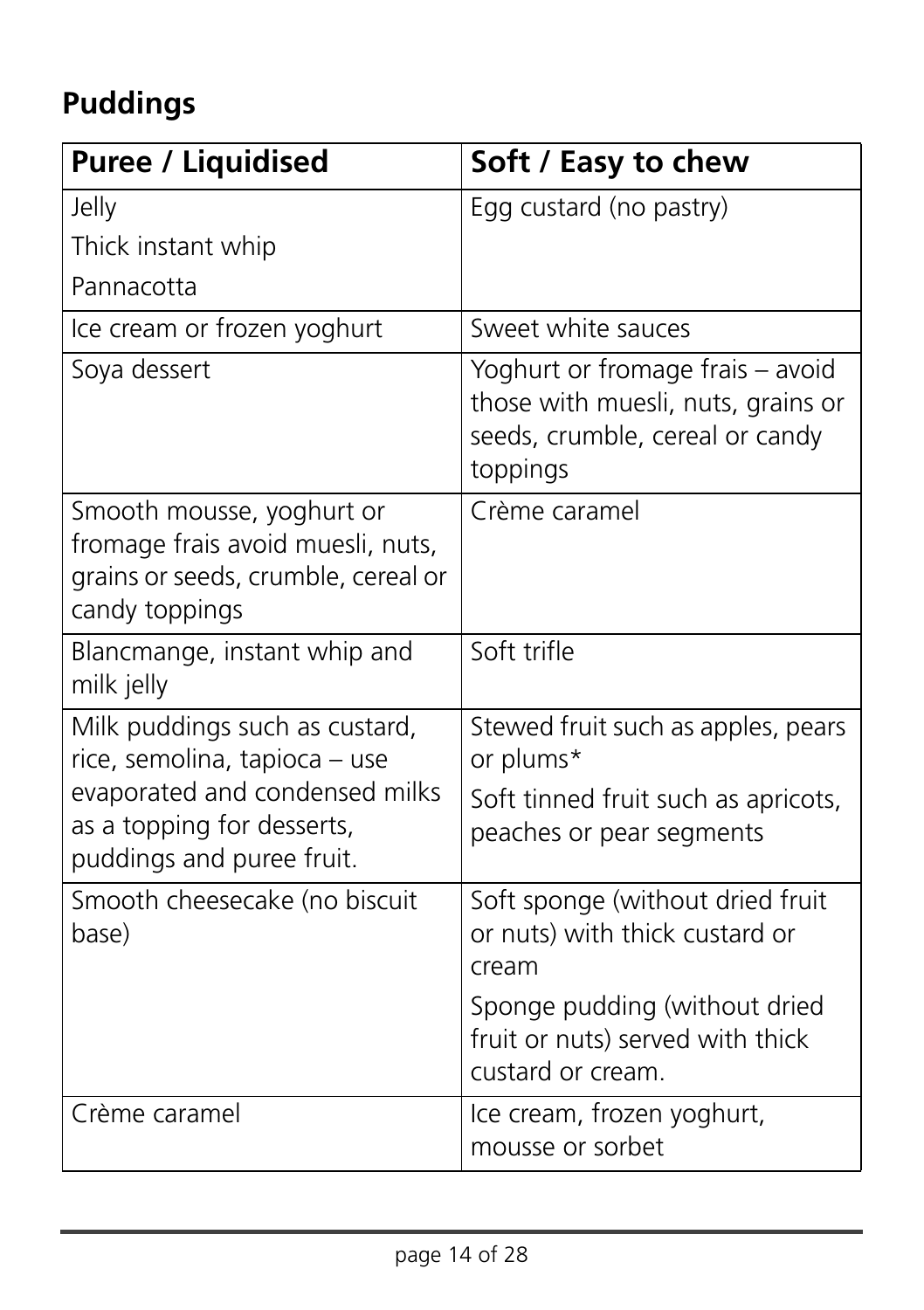## Puddings

| Puree / Liquidised | Soft / Easy to chew |
|---|---|
| Jelly<br>Thick instant whip<br>Pannacotta | Egg custard (no pastry) |
| Ice cream or frozen yoghurt | Sweet white sauces |
| Soya dessert | Yoghurt or fromage frais – avoid those with muesli, nuts, grains or seeds, crumble, cereal or candy toppings |
| Smooth mousse, yoghurt or fromage frais avoid muesli, nuts, grains or seeds, crumble, cereal or candy toppings | Crème caramel |
| Blancmange, instant whip and milk jelly | Soft trifle |
| Milk puddings such as custard, rice, semolina, tapioca – use evaporated and condensed milks as a topping for desserts, puddings and puree fruit. | Stewed fruit such as apples, pears or plums*<br>Soft tinned fruit such as apricots, peaches or pear segments |
| Smooth cheesecake (no biscuit base) | Soft sponge (without dried fruit or nuts) with thick custard or cream<br>Sponge pudding (without dried fruit or nuts) served with thick custard or cream. |
| Crème caramel | Ice cream, frozen yoghurt, mousse or sorbet |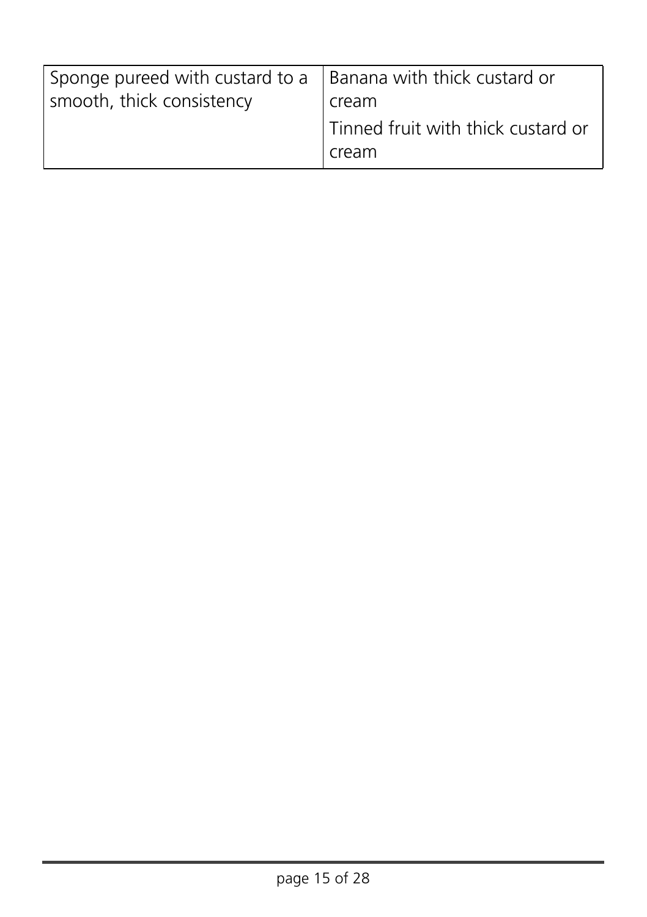| | |
|---|---|
| Sponge pureed with custard to a smooth, thick consistency | Banana with thick custard or cream<br>Tinned fruit with thick custard or cream |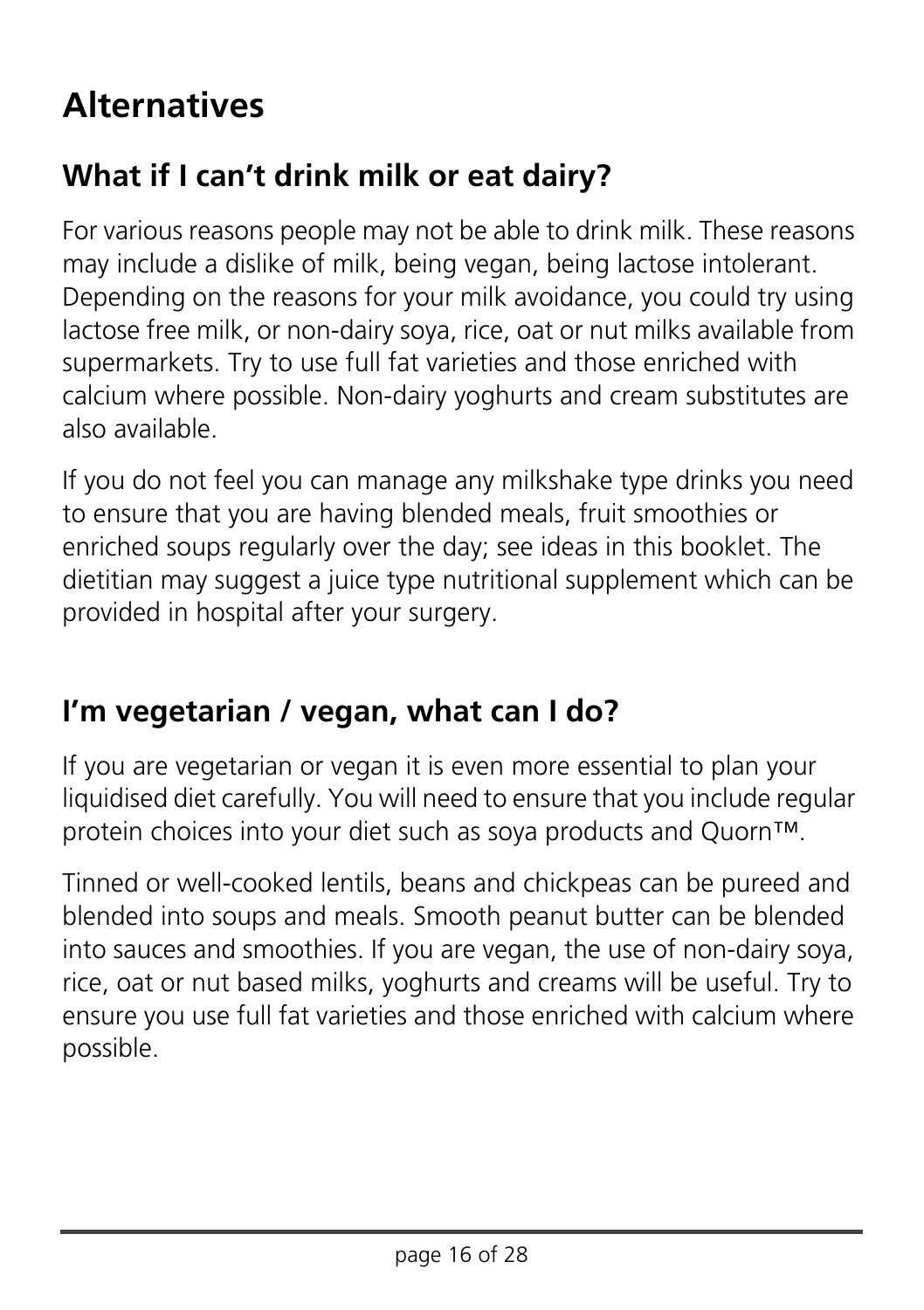# Alternatives

## What if I can't drink milk or eat dairy?

For various reasons people may not be able to drink milk. These reasons may include a dislike of milk, being vegan, being lactose intolerant. Depending on the reasons for your milk avoidance, you could try using lactose free milk, or non-dairy soya, rice, oat or nut milks available from supermarkets. Try to use full fat varieties and those enriched with calcium where possible. Non-dairy yoghurts and cream substitutes are also available.

If you do not feel you can manage any milkshake type drinks you need to ensure that you are having blended meals, fruit smoothies or enriched soups regularly over the day; see ideas in this booklet. The dietitian may suggest a juice type nutritional supplement which can be provided in hospital after your surgery.

## I'm vegetarian / vegan, what can I do?

If you are vegetarian or vegan it is even more essential to plan your liquidised diet carefully. You will need to ensure that you include regular protein choices into your diet such as soya products and Quorn™.

Tinned or well-cooked lentils, beans and chickpeas can be pureed and blended into soups and meals. Smooth peanut butter can be blended into sauces and smoothies. If you are vegan, the use of non-dairy soya, rice, oat or nut based milks, yoghurts and creams will be useful. Try to ensure you use full fat varieties and those enriched with calcium where possible.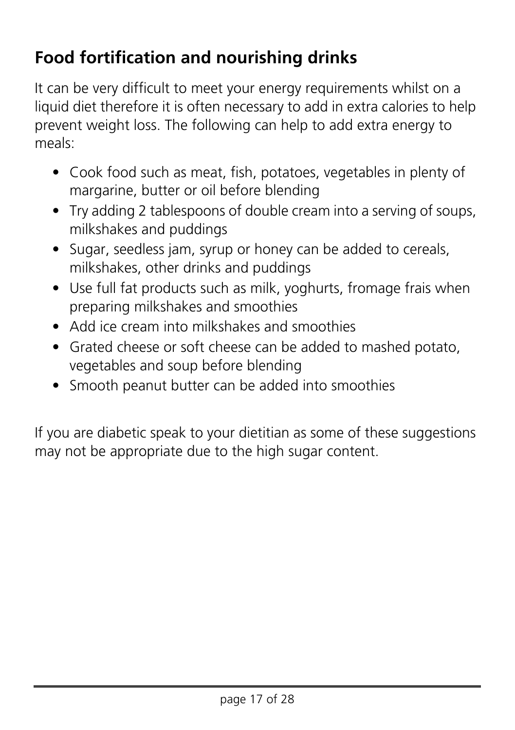## Food fortification and nourishing drinks

It can be very difficult to meet your energy requirements whilst on a liquid diet therefore it is often necessary to add in extra calories to help prevent weight loss. The following can help to add extra energy to meals:

- Cook food such as meat, fish, potatoes, vegetables in plenty of margarine, butter or oil before blending
- Try adding 2 tablespoons of double cream into a serving of soups, milkshakes and puddings
- Sugar, seedless jam, syrup or honey can be added to cereals, milkshakes, other drinks and puddings
- Use full fat products such as milk, yoghurts, fromage frais when preparing milkshakes and smoothies
- Add ice cream into milkshakes and smoothies
- Grated cheese or soft cheese can be added to mashed potato, vegetables and soup before blending
- Smooth peanut butter can be added into smoothies

If you are diabetic speak to your dietitian as some of these suggestions may not be appropriate due to the high sugar content.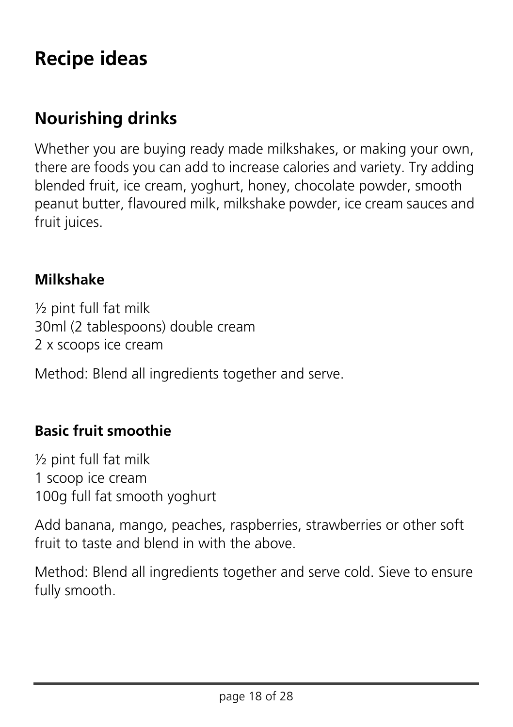# Recipe ideas

## Nourishing drinks

Whether you are buying ready made milkshakes, or making your own, there are foods you can add to increase calories and variety. Try adding blended fruit, ice cream, yoghurt, honey, chocolate powder, smooth peanut butter, flavoured milk, milkshake powder, ice cream sauces and fruit juices.

### Milkshake

½ pint full fat milk
30ml (2 tablespoons) double cream
2 x scoops ice cream

Method: Blend all ingredients together and serve.

### Basic fruit smoothie

½ pint full fat milk
1 scoop ice cream
100g full fat smooth yoghurt

Add banana, mango, peaches, raspberries, strawberries or other soft fruit to taste and blend in with the above.

Method: Blend all ingredients together and serve cold. Sieve to ensure fully smooth.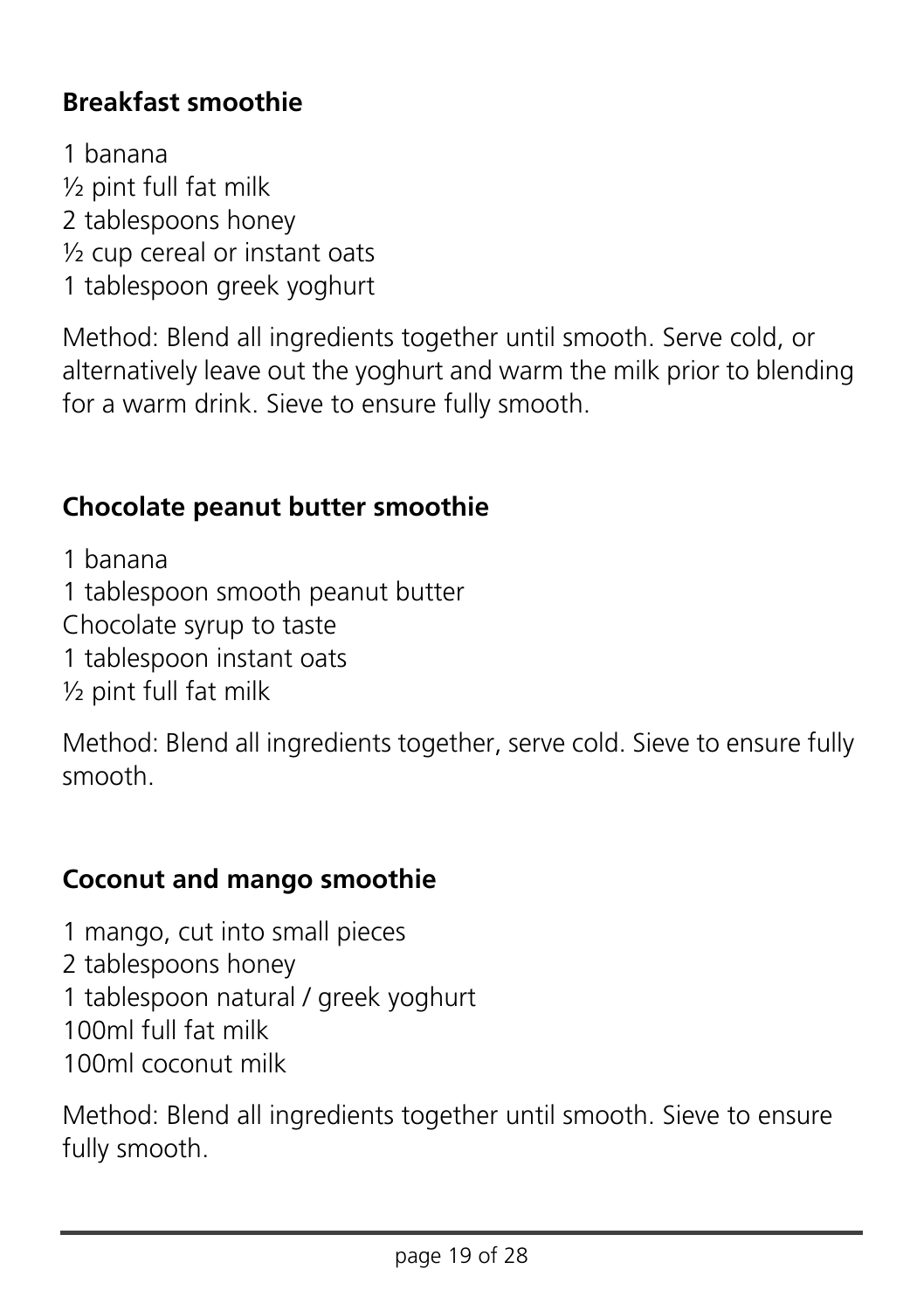## Breakfast smoothie

1 banana
½ pint full fat milk
2 tablespoons honey
½ cup cereal or instant oats
1 tablespoon greek yoghurt

Method: Blend all ingredients together until smooth. Serve cold, or alternatively leave out the yoghurt and warm the milk prior to blending for a warm drink. Sieve to ensure fully smooth.

## Chocolate peanut butter smoothie

1 banana
1 tablespoon smooth peanut butter
Chocolate syrup to taste
1 tablespoon instant oats
½ pint full fat milk

Method: Blend all ingredients together, serve cold. Sieve to ensure fully smooth.

## Coconut and mango smoothie

1 mango, cut into small pieces
2 tablespoons honey
1 tablespoon natural / greek yoghurt
100ml full fat milk
100ml coconut milk

Method: Blend all ingredients together until smooth. Sieve to ensure fully smooth.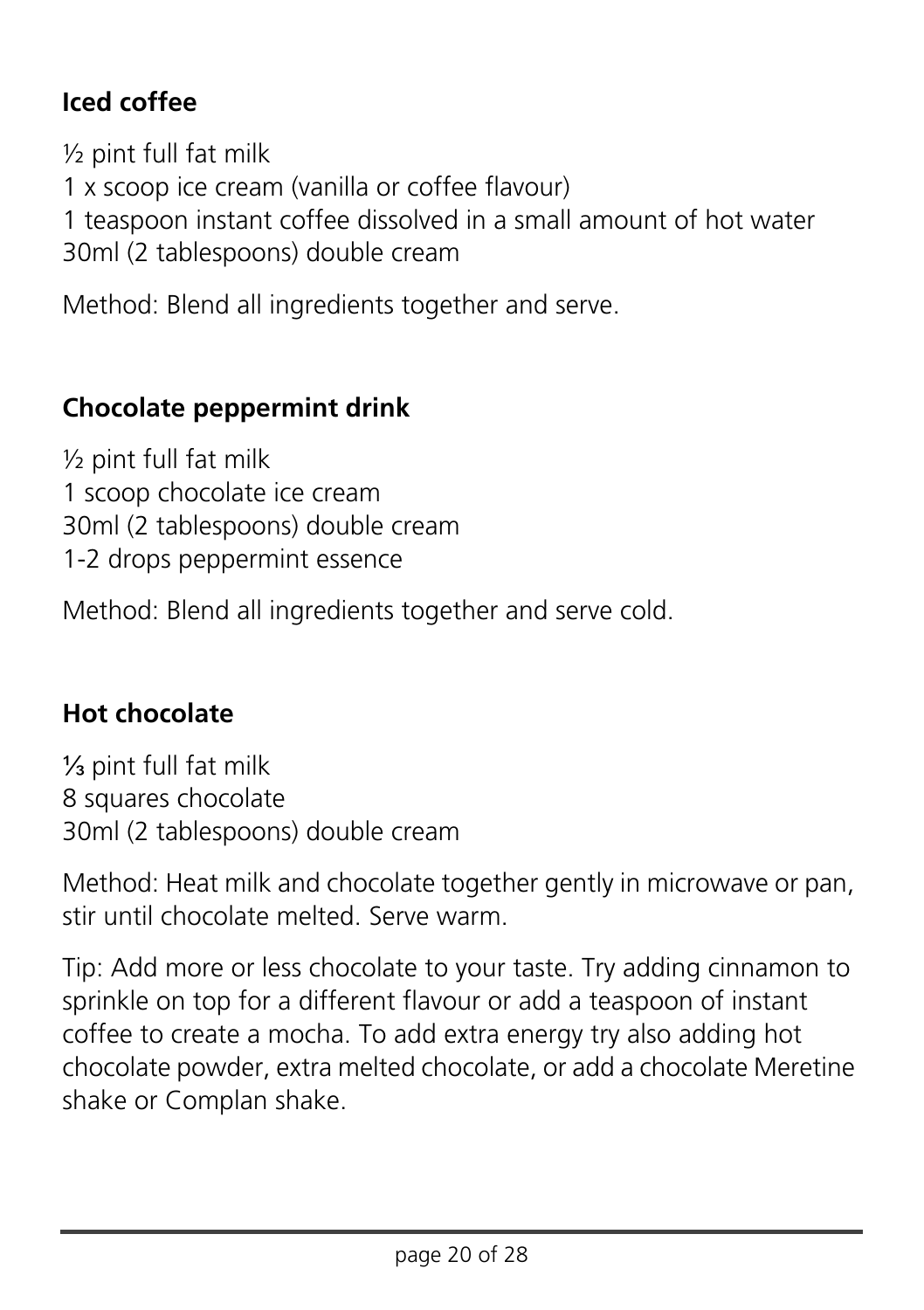### Iced coffee

½ pint full fat milk
1 x scoop ice cream (vanilla or coffee flavour)
1 teaspoon instant coffee dissolved in a small amount of hot water
30ml (2 tablespoons) double cream

Method: Blend all ingredients together and serve.

### Chocolate peppermint drink

½ pint full fat milk
1 scoop chocolate ice cream
30ml (2 tablespoons) double cream
1-2 drops peppermint essence

Method: Blend all ingredients together and serve cold.

### Hot chocolate

⅓ pint full fat milk
8 squares chocolate
30ml (2 tablespoons) double cream

Method: Heat milk and chocolate together gently in microwave or pan, stir until chocolate melted. Serve warm.

Tip: Add more or less chocolate to your taste. Try adding cinnamon to sprinkle on top for a different flavour or add a teaspoon of instant coffee to create a mocha. To add extra energy try also adding hot chocolate powder, extra melted chocolate, or add a chocolate Meretine shake or Complan shake.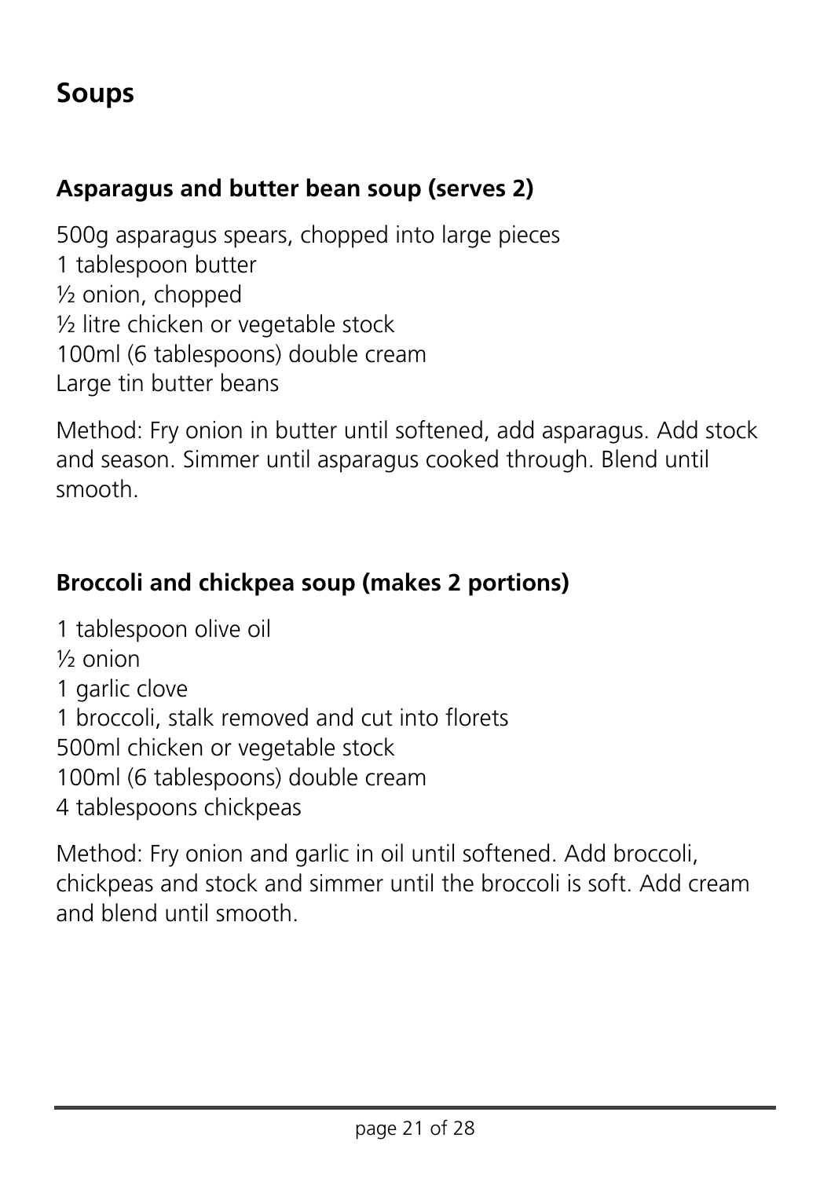# Soups

## Asparagus and butter bean soup (serves 2)

500g asparagus spears, chopped into large pieces
1 tablespoon butter
½ onion, chopped
½ litre chicken or vegetable stock
100ml (6 tablespoons) double cream
Large tin butter beans

Method: Fry onion in butter until softened, add asparagus. Add stock and season. Simmer until asparagus cooked through. Blend until smooth.

## Broccoli and chickpea soup (makes 2 portions)

1 tablespoon olive oil
½ onion
1 garlic clove
1 broccoli, stalk removed and cut into florets
500ml chicken or vegetable stock
100ml (6 tablespoons) double cream
4 tablespoons chickpeas

Method: Fry onion and garlic in oil until softened. Add broccoli, chickpeas and stock and simmer until the broccoli is soft. Add cream and blend until smooth.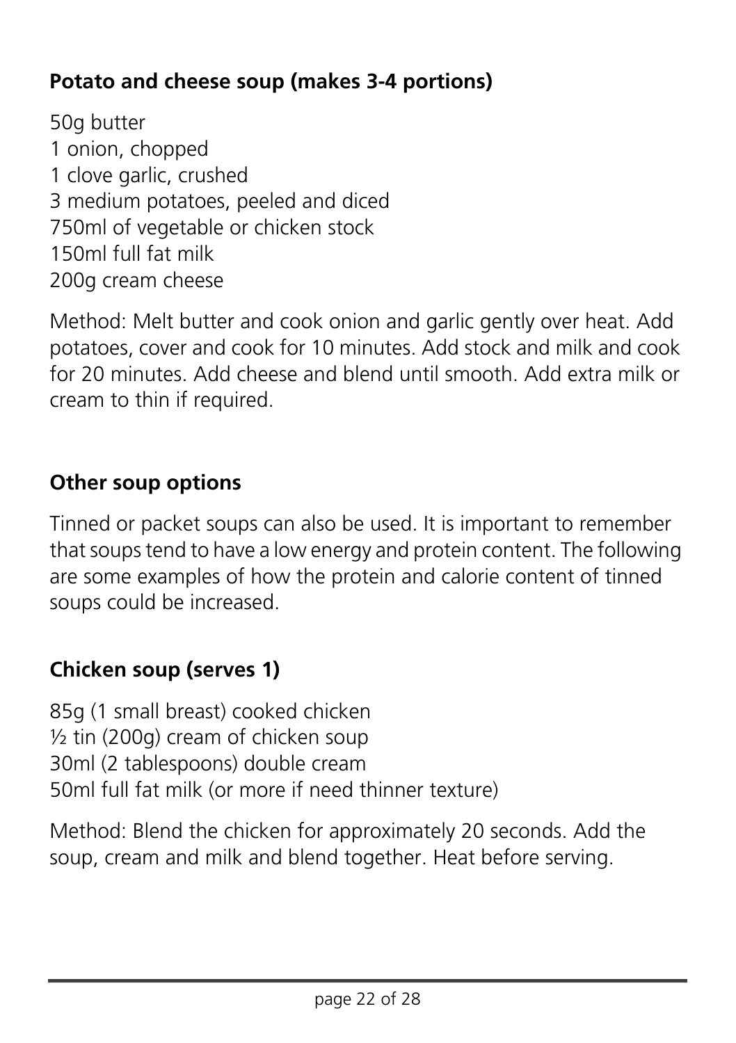**Potato and cheese soup (makes 3-4 portions)**

50g butter
1 onion, chopped
1 clove garlic, crushed
3 medium potatoes, peeled and diced
750ml of vegetable or chicken stock
150ml full fat milk
200g cream cheese

Method: Melt butter and cook onion and garlic gently over heat. Add potatoes, cover and cook for 10 minutes. Add stock and milk and cook for 20 minutes. Add cheese and blend until smooth. Add extra milk or cream to thin if required.

**Other soup options**

Tinned or packet soups can also be used. It is important to remember that soups tend to have a low energy and protein content. The following are some examples of how the protein and calorie content of tinned soups could be increased.

**Chicken soup (serves 1)**

85g (1 small breast) cooked chicken
½ tin (200g) cream of chicken soup
30ml (2 tablespoons) double cream
50ml full fat milk (or more if need thinner texture)

Method: Blend the chicken for approximately 20 seconds. Add the soup, cream and milk and blend together. Heat before serving.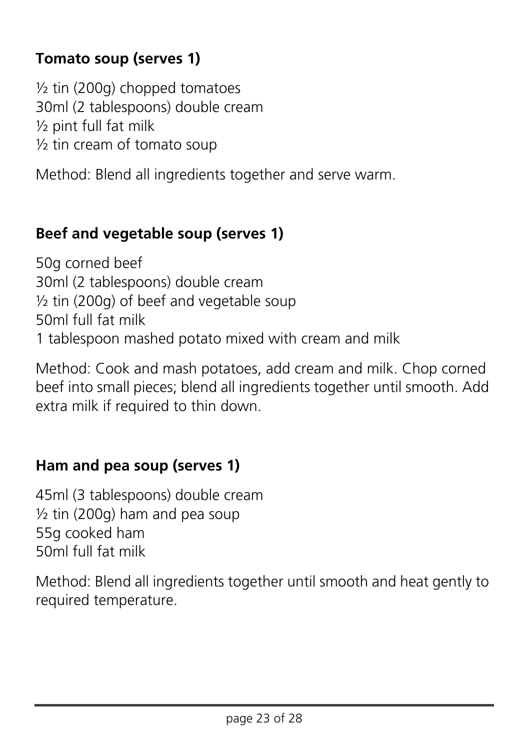### Tomato soup (serves 1)

½ tin (200g) chopped tomatoes
30ml (2 tablespoons) double cream
½ pint full fat milk
½ tin cream of tomato soup

Method: Blend all ingredients together and serve warm.

### Beef and vegetable soup (serves 1)

50g corned beef
30ml (2 tablespoons) double cream
½ tin (200g) of beef and vegetable soup
50ml full fat milk
1 tablespoon mashed potato mixed with cream and milk

Method: Cook and mash potatoes, add cream and milk. Chop corned beef into small pieces; blend all ingredients together until smooth. Add extra milk if required to thin down.

### Ham and pea soup (serves 1)

45ml (3 tablespoons) double cream
½ tin (200g) ham and pea soup
55g cooked ham
50ml full fat milk

Method: Blend all ingredients together until smooth and heat gently to required temperature.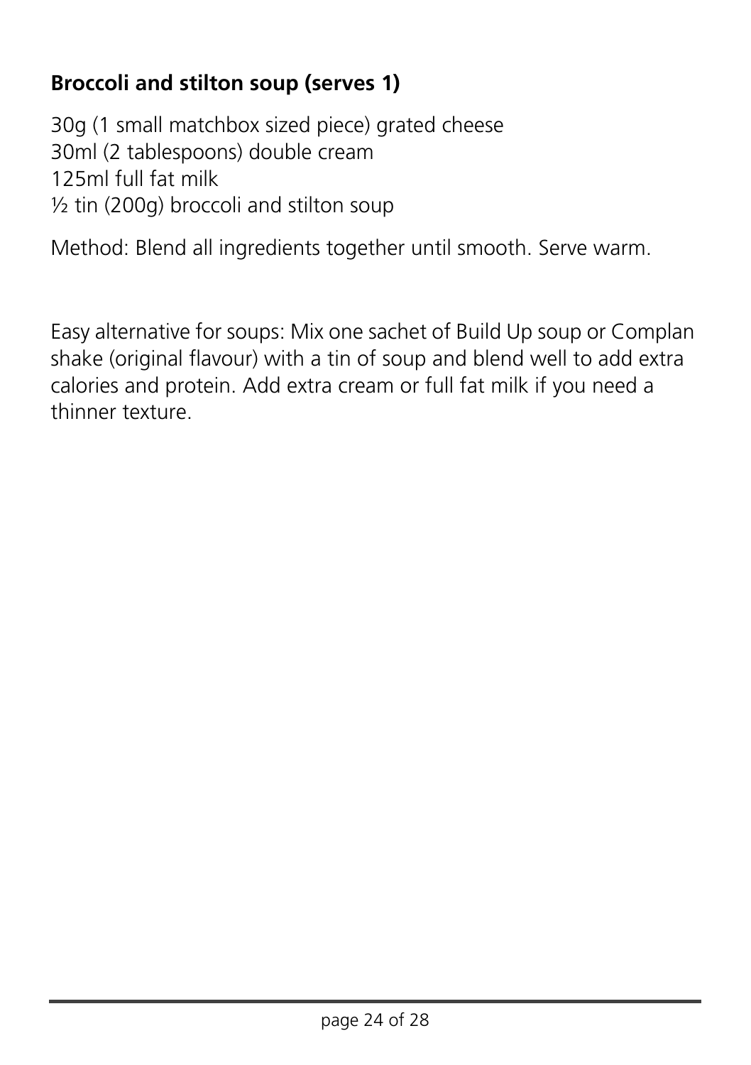**Broccoli and stilton soup (serves 1)**

30g (1 small matchbox sized piece) grated cheese
30ml (2 tablespoons) double cream
125ml full fat milk
½ tin (200g) broccoli and stilton soup

Method: Blend all ingredients together until smooth. Serve warm.

Easy alternative for soups: Mix one sachet of Build Up soup or Complan shake (original flavour) with a tin of soup and blend well to add extra calories and protein. Add extra cream or full fat milk if you need a thinner texture.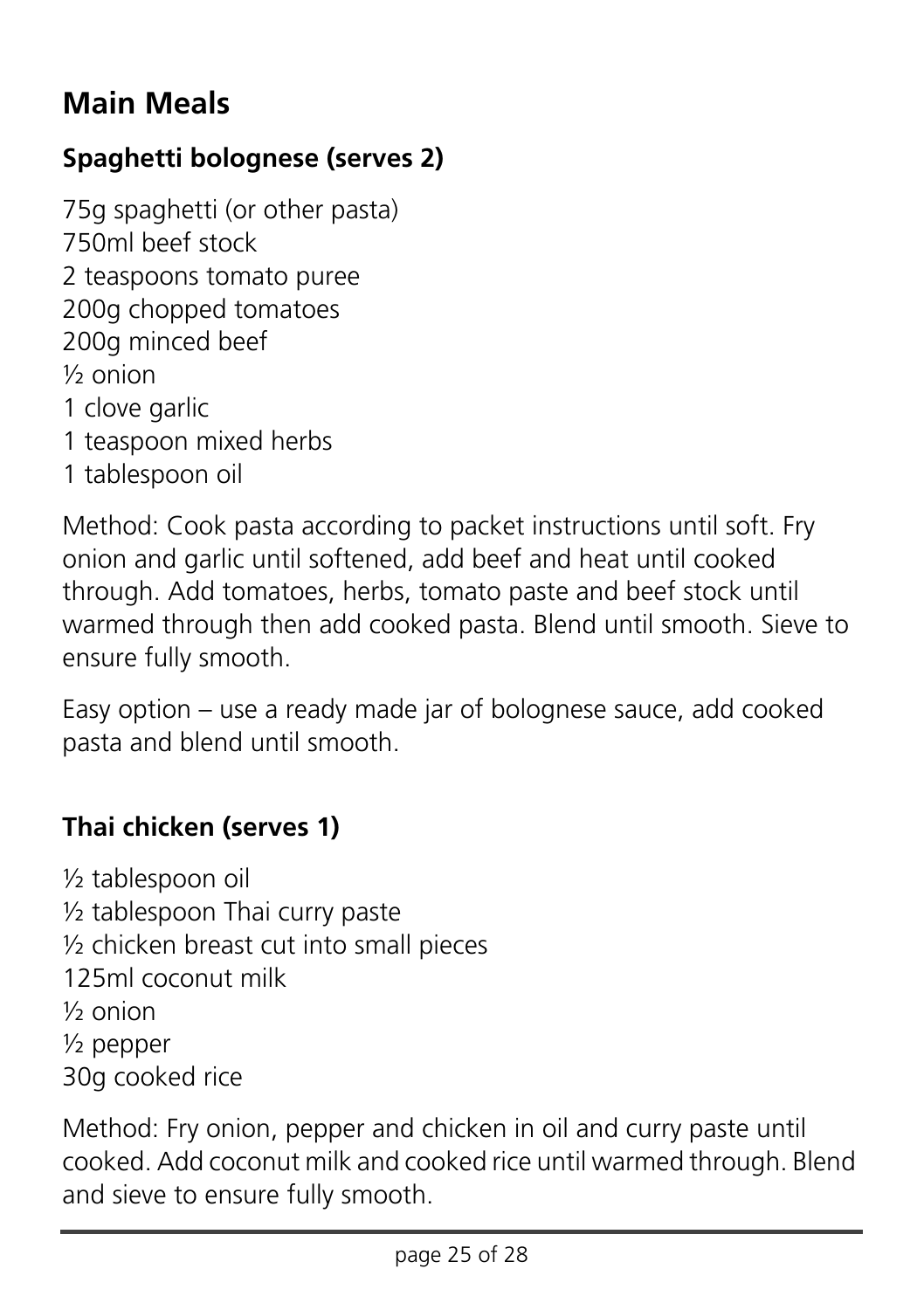## Main Meals

### Spaghetti bolognese (serves 2)

75g spaghetti (or other pasta)
750ml beef stock
2 teaspoons tomato puree
200g chopped tomatoes
200g minced beef
½ onion
1 clove garlic
1 teaspoon mixed herbs
1 tablespoon oil

Method: Cook pasta according to packet instructions until soft. Fry onion and garlic until softened, add beef and heat until cooked through. Add tomatoes, herbs, tomato paste and beef stock until warmed through then add cooked pasta. Blend until smooth. Sieve to ensure fully smooth.

Easy option – use a ready made jar of bolognese sauce, add cooked pasta and blend until smooth.

### Thai chicken (serves 1)

½ tablespoon oil
½ tablespoon Thai curry paste
½ chicken breast cut into small pieces
125ml coconut milk
½ onion
½ pepper
30g cooked rice

Method: Fry onion, pepper and chicken in oil and curry paste until cooked. Add coconut milk and cooked rice until warmed through. Blend and sieve to ensure fully smooth.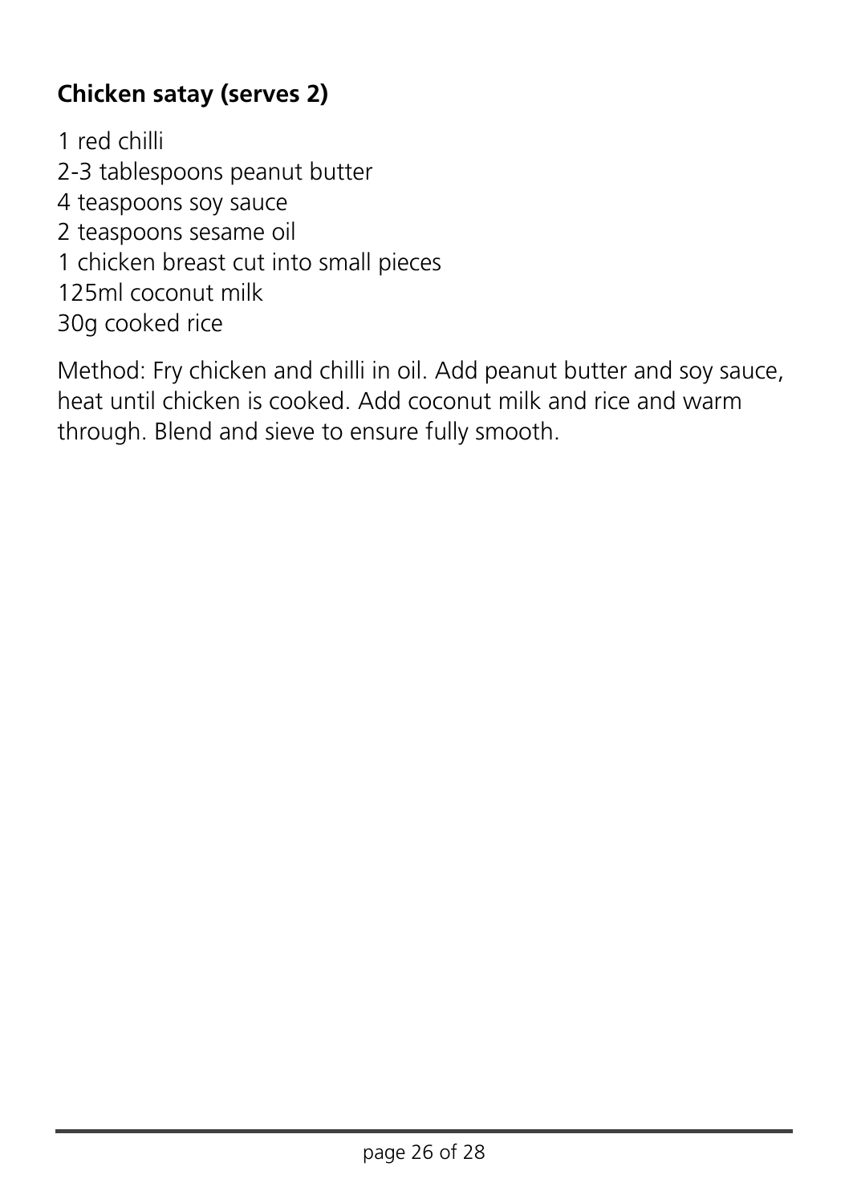**Chicken satay (serves 2)**

1 red chilli
2-3 tablespoons peanut butter
4 teaspoons soy sauce
2 teaspoons sesame oil
1 chicken breast cut into small pieces
125ml coconut milk
30g cooked rice

Method: Fry chicken and chilli in oil. Add peanut butter and soy sauce, heat until chicken is cooked. Add coconut milk and rice and warm through. Blend and sieve to ensure fully smooth.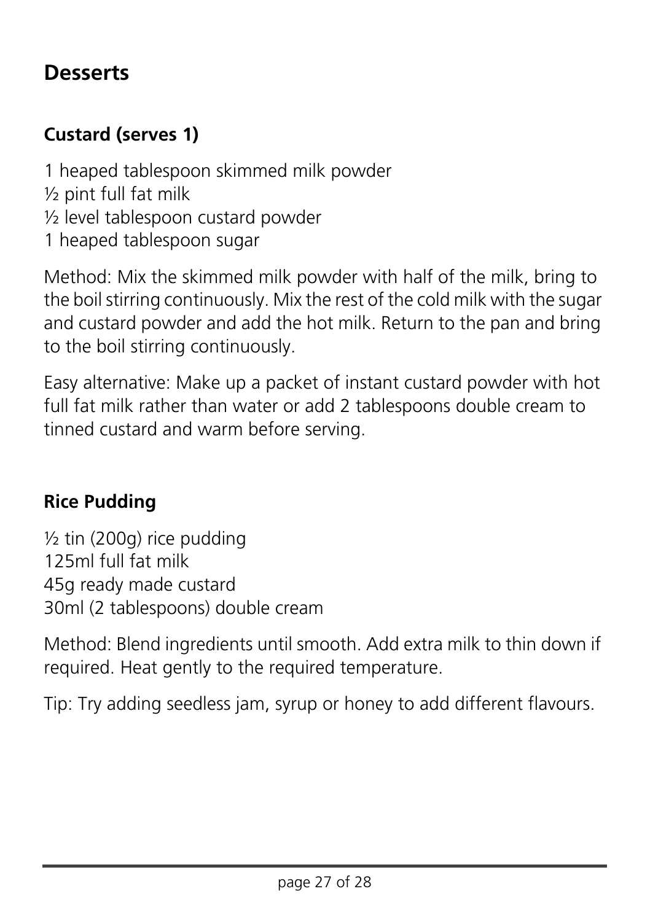## Desserts

### Custard (serves 1)

1 heaped tablespoon skimmed milk powder
½ pint full fat milk
½ level tablespoon custard powder
1 heaped tablespoon sugar

Method: Mix the skimmed milk powder with half of the milk, bring to the boil stirring continuously. Mix the rest of the cold milk with the sugar and custard powder and add the hot milk. Return to the pan and bring to the boil stirring continuously.

Easy alternative: Make up a packet of instant custard powder with hot full fat milk rather than water or add 2 tablespoons double cream to tinned custard and warm before serving.

### Rice Pudding

½ tin (200g) rice pudding
125ml full fat milk
45g ready made custard
30ml (2 tablespoons) double cream

Method: Blend ingredients until smooth. Add extra milk to thin down if required. Heat gently to the required temperature.

Tip: Try adding seedless jam, syrup or honey to add different flavours.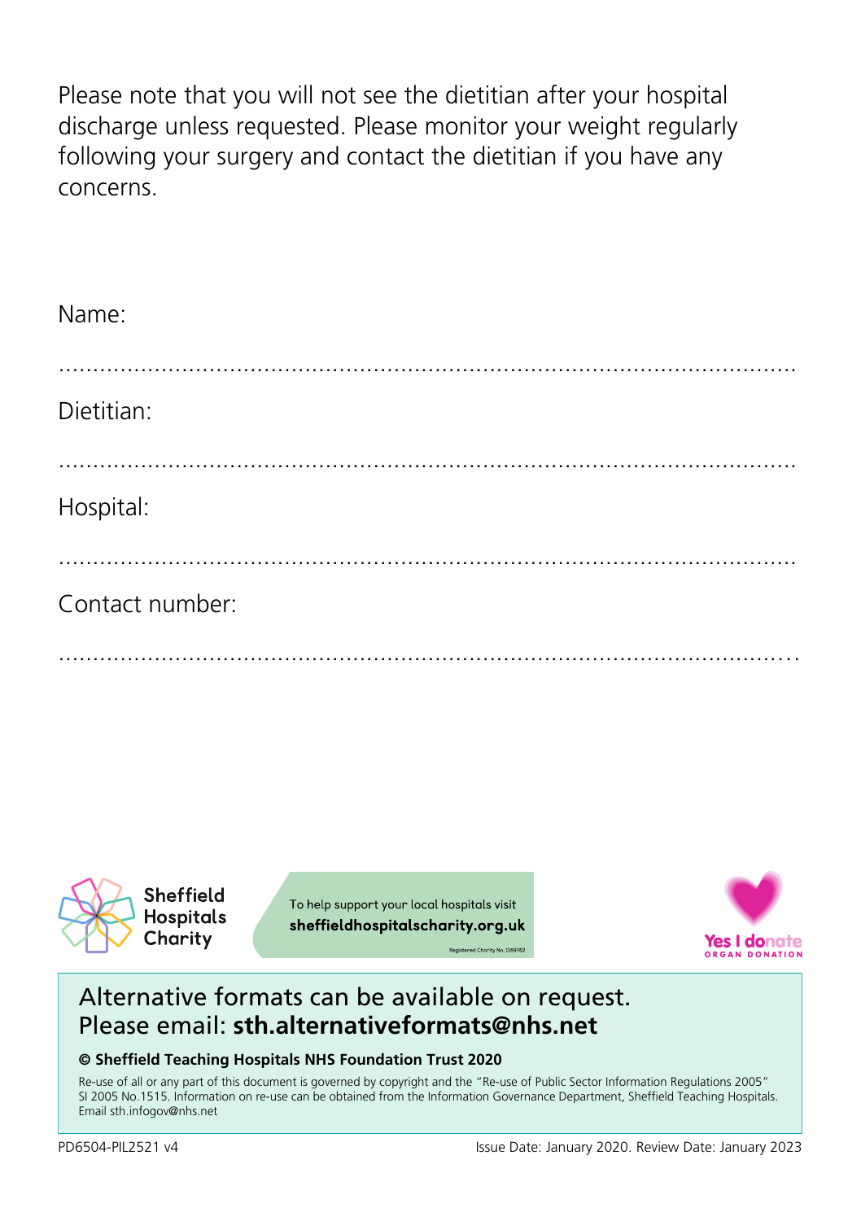Please note that you will not see the dietitian after your hospital discharge unless requested. Please monitor your weight regularly following your surgery and contact the dietitian if you have any concerns.

Name:

.........................................................................................................

Dietitian:

.........................................................................................................

Hospital:

.........................................................................................................

Contact number:

.........................................................................................................

Sheffield Hospitals Charity

To help support your local hospitals visit **sheffieldhospitalscharity.org.uk**

Registered Charity No. 1169762

Yes I donate ORGAN DONATION

Alternative formats can be available on request. Please email: **sth.alternativeformats@nhs.net**

**© Sheffield Teaching Hospitals NHS Foundation Trust 2020**

Re-use of all or any part of this document is governed by copyright and the "Re-use of Public Sector Information Regulations 2005" SI 2005 No.1515. Information on re-use can be obtained from the Information Governance Department, Sheffield Teaching Hospitals. Email sth.infogov@nhs.net

PD6504-PIL2521 v4

Issue Date: January 2020. Review Date: January 2023